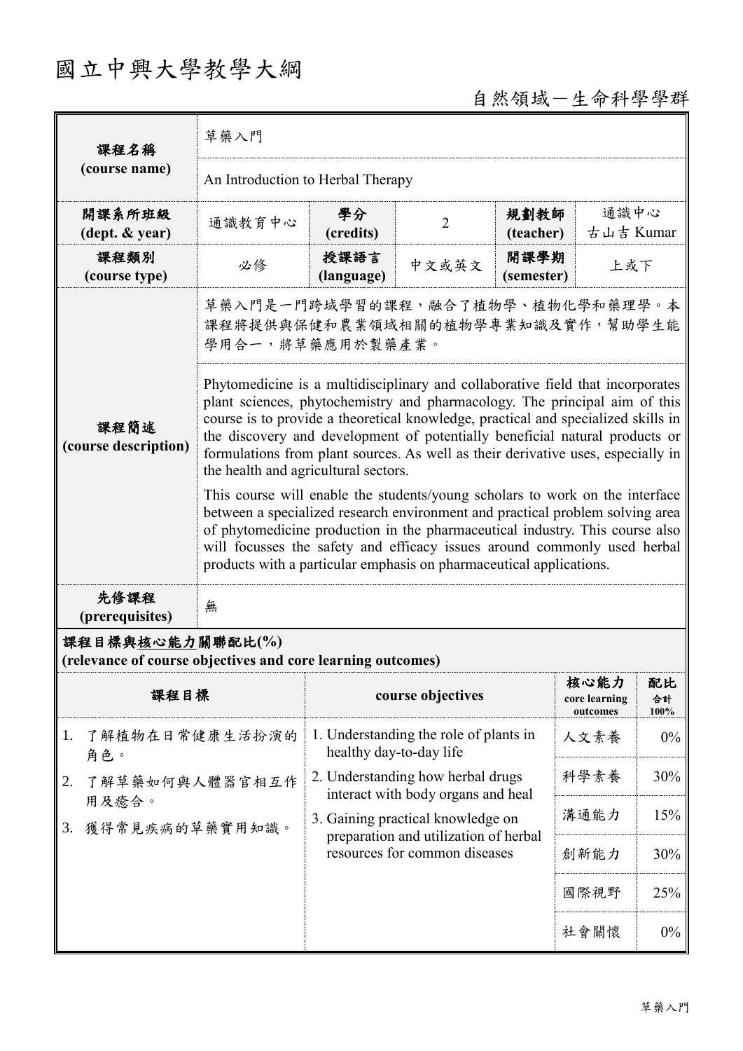# 國立中興大學教學大綱

自然領域－生命科學學群

| 課程名稱 (course name) | 草藥入門 | | | | |
|---|---|---|---|---|---|
| | An Introduction to Herbal Therapy | | | | |
| 開課系所班級 (dept. & year) | 通識教育中心 | 學分 (credits) | 2 | 規劃教師 (teacher) | 通識中心 古山吉 Kumar |
| 課程類別 (course type) | 必修 | 授課語言 (language) | 中文或英文 | 開課學期 (semester) | 上或下 |
| 課程簡述 (course description) | 草藥入門是一門跨域學習的課程，融合了植物學、植物化學和藥理學。本課程將提供與保健和農業領域相關的植物學專業知識及實作，幫助學生能學用合一，將草藥應用於製藥產業。 | | | | |
| | Phytomedicine is a multidisciplinary and collaborative field that incorporates plant sciences, phytochemistry and pharmacology. The principal aim of this course is to provide a theoretical knowledge, practical and specialized skills in the discovery and development of potentially beneficial natural products or formulations from plant sources. As well as their derivative uses, especially in the health and agricultural sectors. This course will enable the students/young scholars to work on the interface between a specialized research environment and practical problem solving area of phytomedicine production in the pharmaceutical industry. This course also will focusses the safety and efficacy issues around commonly used herbal products with a particular emphasis on pharmaceutical applications. | | | | |
| 先修課程 (prerequisites) | 無 | | | | |

**課程目標與核心能力關聯配比(%)**
**(relevance of course objectives and core learning outcomes)**

| 課程目標 | course objectives | 核心能力 core learning outcomes | 配比 合計 100% |
|---|---|---|---|
| 1. 了解植物在日常健康生活扮演的角色。<br>2. 了解草藥如何與人體器官相互作用及癒合。<br>3. 獲得常見疾病的草藥實用知識。 | 1. Understanding the role of plants in healthy day-to-day life<br>2. Understanding how herbal drugs interact with body organs and heal<br>3. Gaining practical knowledge on preparation and utilization of herbal resources for common diseases | 人文素養 | 0% |
| | | 科學素養 | 30% |
| | | 溝通能力 | 15% |
| | | 創新能力 | 30% |
| | | 國際視野 | 25% |
| | | 社會關懷 | 0% |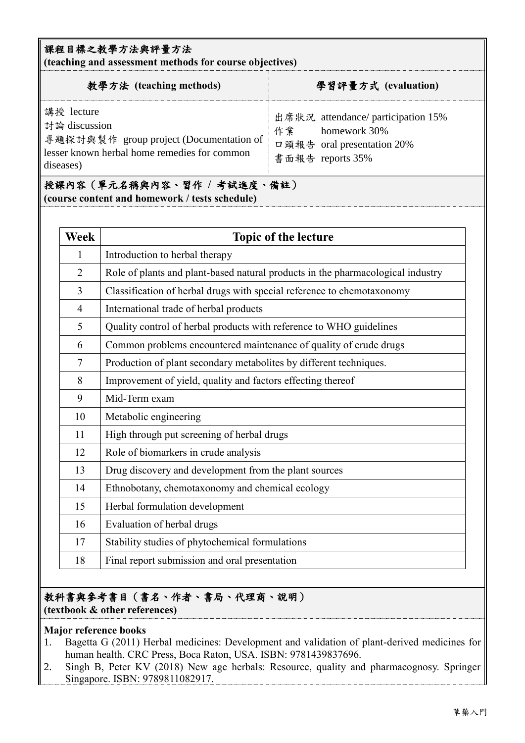## 課程目標之教學方法與評量方法
**(teaching and assessment methods for course objectives)**

| 教學方法 (teaching methods) | 學習評量方式 (evaluation) |
| --- | --- |
| 講授 lecture<br>討論 discussion<br>專題探討與製作 group project (Documentation of lesser known herbal home remedies for common diseases) | 出席狀況 attendance/ participation 15%<br>作業 homework 30%<br>口頭報告 oral presentation 20%<br>書面報告 reports 35% |

## 授課內容（單元名稱與內容、習作 / 考試進度、備註）
**(course content and homework / tests schedule)**

| Week | Topic of the lecture |
| --- | --- |
| 1 | Introduction to herbal therapy |
| 2 | Role of plants and plant-based natural products in the pharmacological industry |
| 3 | Classification of herbal drugs with special reference to chemotaxonomy |
| 4 | International trade of herbal products |
| 5 | Quality control of herbal products with reference to WHO guidelines |
| 6 | Common problems encountered maintenance of quality of crude drugs |
| 7 | Production of plant secondary metabolites by different techniques. |
| 8 | Improvement of yield, quality and factors effecting thereof |
| 9 | Mid-Term exam |
| 10 | Metabolic engineering |
| 11 | High through put screening of herbal drugs |
| 12 | Role of biomarkers in crude analysis |
| 13 | Drug discovery and development from the plant sources |
| 14 | Ethnobotany, chemotaxonomy and chemical ecology |
| 15 | Herbal formulation development |
| 16 | Evaluation of herbal drugs |
| 17 | Stability studies of phytochemical formulations |
| 18 | Final report submission and oral presentation |

## 教科書與參考書目（書名、作者、書局、代理商、說明）
**(textbook & other references)**

**Major reference books**

1. Bagetta G (2011) Herbal medicines: Development and validation of plant-derived medicines for human health. CRC Press, Boca Raton, USA. ISBN: 9781439837696.
2. Singh B, Peter KV (2018) New age herbals: Resource, quality and pharmacognosy. Springer Singapore. ISBN: 9789811082917.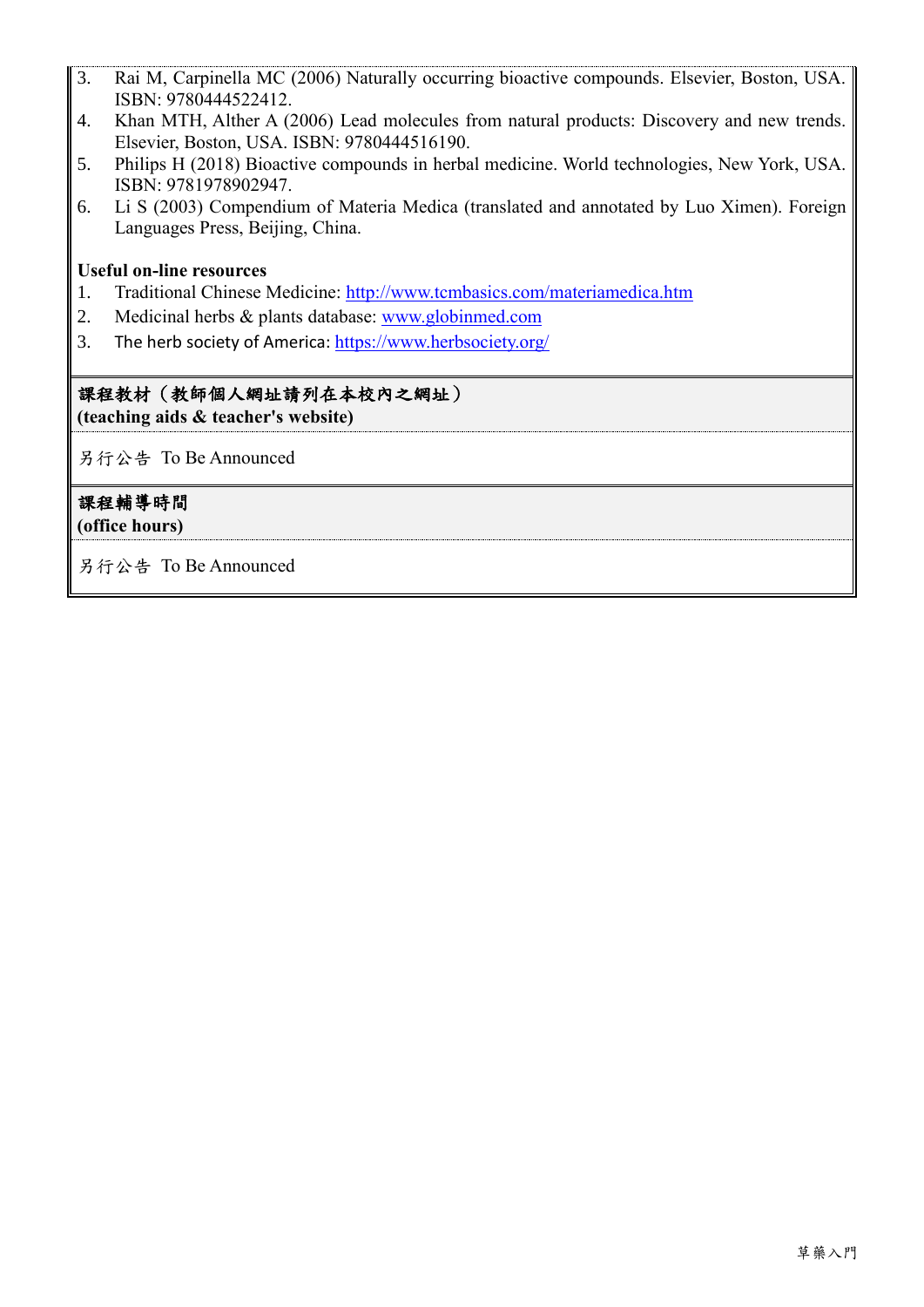3. Rai M, Carpinella MC (2006) Naturally occurring bioactive compounds. Elsevier, Boston, USA. ISBN: 9780444522412.
4. Khan MTH, Alther A (2006) Lead molecules from natural products: Discovery and new trends. Elsevier, Boston, USA. ISBN: 9780444516190.
5. Philips H (2018) Bioactive compounds in herbal medicine. World technologies, New York, USA. ISBN: 9781978902947.
6. Li S (2003) Compendium of Materia Medica (translated and annotated by Luo Ximen). Foreign Languages Press, Beijing, China.

**Useful on-line resources**

1. Traditional Chinese Medicine: http://www.tcmbasics.com/materiamedica.htm
2. Medicinal herbs & plants database: www.globinmed.com
3. The herb society of America: https://www.herbsociety.org/

**課程教材（教師個人網址請列在本校內之網址）**
**(teaching aids & teacher's website)**

另行公告 To Be Announced

**課程輔導時間**
**(office hours)**

另行公告 To Be Announced